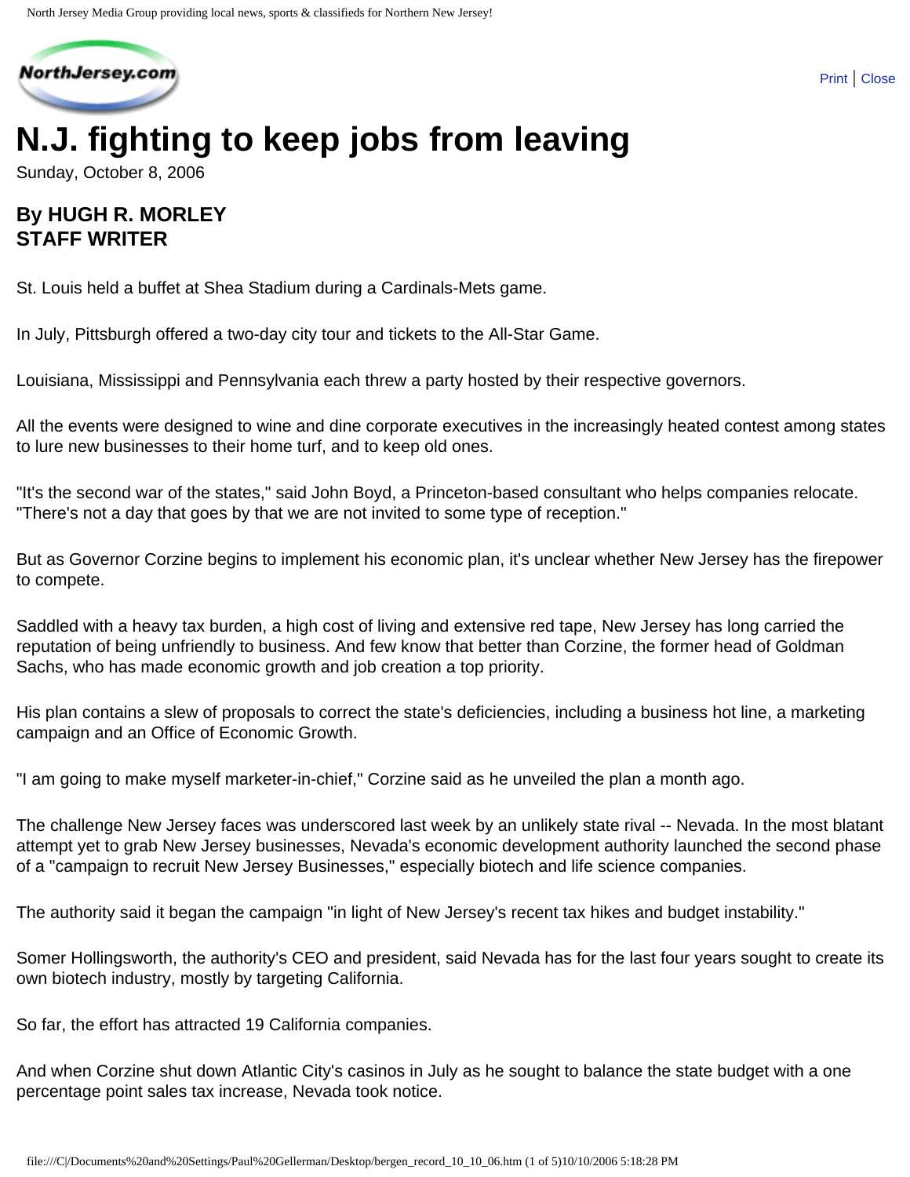# N.J. fighting to keep jobs from leaving

Sunday, October 8, 2006

**By HUGH R. MORLEY**
**STAFF WRITER**

St. Louis held a buffet at Shea Stadium during a Cardinals-Mets game.

In July, Pittsburgh offered a two-day city tour and tickets to the All-Star Game.

Louisiana, Mississippi and Pennsylvania each threw a party hosted by their respective governors.

All the events were designed to wine and dine corporate executives in the increasingly heated contest among states to lure new businesses to their home turf, and to keep old ones.

"It's the second war of the states," said John Boyd, a Princeton-based consultant who helps companies relocate. "There's not a day that goes by that we are not invited to some type of reception."

But as Governor Corzine begins to implement his economic plan, it's unclear whether New Jersey has the firepower to compete.

Saddled with a heavy tax burden, a high cost of living and extensive red tape, New Jersey has long carried the reputation of being unfriendly to business. And few know that better than Corzine, the former head of Goldman Sachs, who has made economic growth and job creation a top priority.

His plan contains a slew of proposals to correct the state's deficiencies, including a business hot line, a marketing campaign and an Office of Economic Growth.

"I am going to make myself marketer-in-chief," Corzine said as he unveiled the plan a month ago.

The challenge New Jersey faces was underscored last week by an unlikely state rival -- Nevada. In the most blatant attempt yet to grab New Jersey businesses, Nevada's economic development authority launched the second phase of a "campaign to recruit New Jersey Businesses," especially biotech and life science companies.

The authority said it began the campaign "in light of New Jersey's recent tax hikes and budget instability."

Somer Hollingsworth, the authority's CEO and president, said Nevada has for the last four years sought to create its own biotech industry, mostly by targeting California.

So far, the effort has attracted 19 California companies.

And when Corzine shut down Atlantic City's casinos in July as he sought to balance the state budget with a one percentage point sales tax increase, Nevada took notice.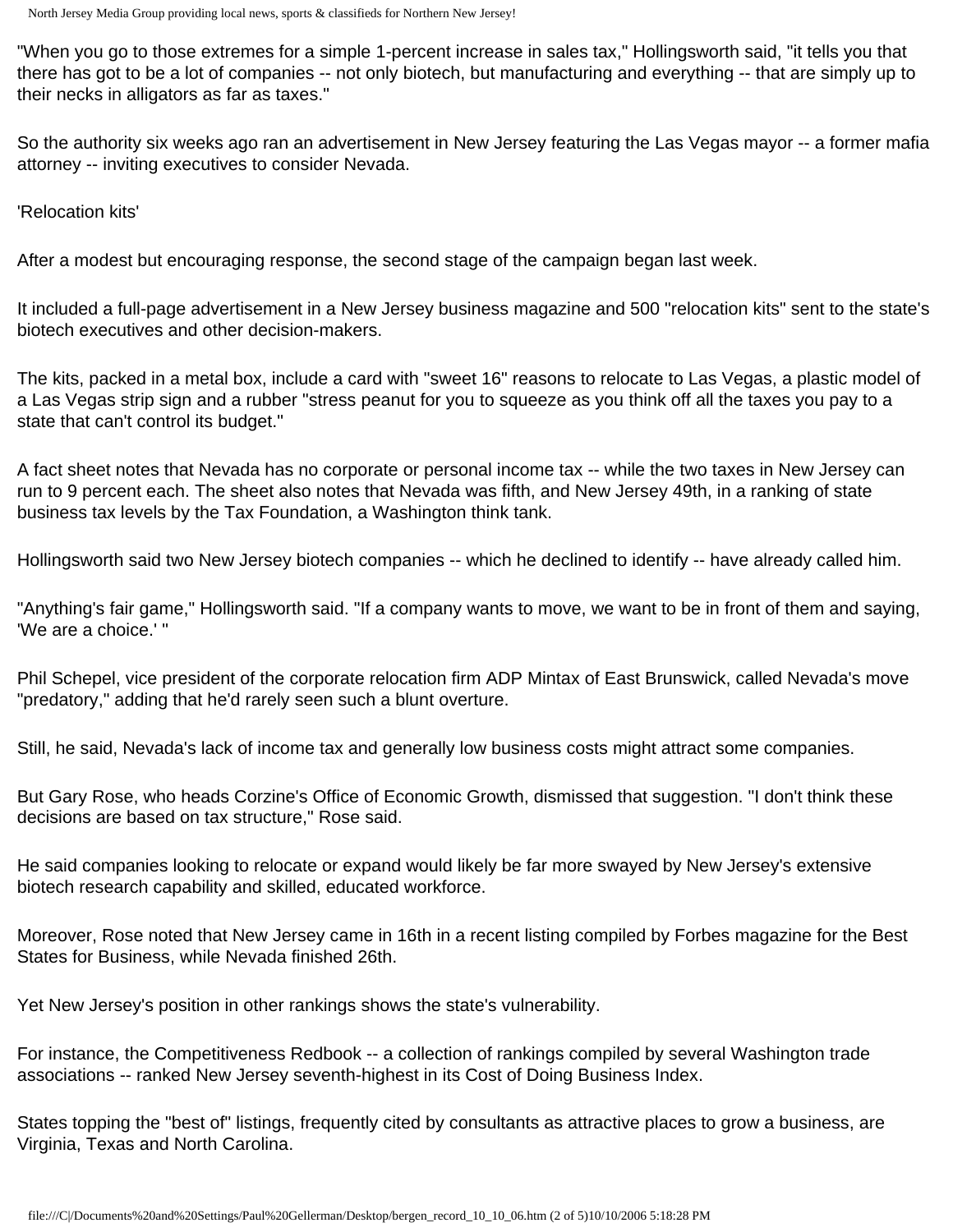"When you go to those extremes for a simple 1-percent increase in sales tax," Hollingsworth said, "it tells you that there has got to be a lot of companies -- not only biotech, but manufacturing and everything -- that are simply up to their necks in alligators as far as taxes."

So the authority six weeks ago ran an advertisement in New Jersey featuring the Las Vegas mayor -- a former mafia attorney -- inviting executives to consider Nevada.

'Relocation kits'

After a modest but encouraging response, the second stage of the campaign began last week.

It included a full-page advertisement in a New Jersey business magazine and 500 "relocation kits" sent to the state's biotech executives and other decision-makers.

The kits, packed in a metal box, include a card with "sweet 16" reasons to relocate to Las Vegas, a plastic model of a Las Vegas strip sign and a rubber "stress peanut for you to squeeze as you think off all the taxes you pay to a state that can't control its budget."

A fact sheet notes that Nevada has no corporate or personal income tax -- while the two taxes in New Jersey can run to 9 percent each. The sheet also notes that Nevada was fifth, and New Jersey 49th, in a ranking of state business tax levels by the Tax Foundation, a Washington think tank.

Hollingsworth said two New Jersey biotech companies -- which he declined to identify -- have already called him.

"Anything's fair game," Hollingsworth said. "If a company wants to move, we want to be in front of them and saying, 'We are a choice.' "

Phil Schepel, vice president of the corporate relocation firm ADP Mintax of East Brunswick, called Nevada's move "predatory," adding that he'd rarely seen such a blunt overture.

Still, he said, Nevada's lack of income tax and generally low business costs might attract some companies.

But Gary Rose, who heads Corzine's Office of Economic Growth, dismissed that suggestion. "I don't think these decisions are based on tax structure," Rose said.

He said companies looking to relocate or expand would likely be far more swayed by New Jersey's extensive biotech research capability and skilled, educated workforce.

Moreover, Rose noted that New Jersey came in 16th in a recent listing compiled by Forbes magazine for the Best States for Business, while Nevada finished 26th.

Yet New Jersey's position in other rankings shows the state's vulnerability.

For instance, the Competitiveness Redbook -- a collection of rankings compiled by several Washington trade associations -- ranked New Jersey seventh-highest in its Cost of Doing Business Index.

States topping the "best of" listings, frequently cited by consultants as attractive places to grow a business, are Virginia, Texas and North Carolina.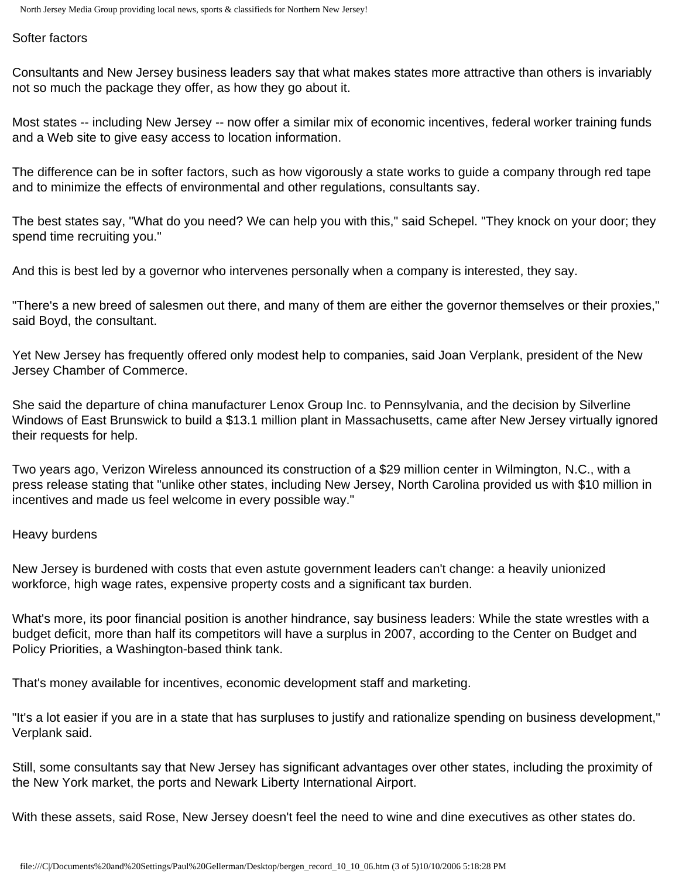## Softer factors

Consultants and New Jersey business leaders say that what makes states more attractive than others is invariably not so much the package they offer, as how they go about it.

Most states -- including New Jersey -- now offer a similar mix of economic incentives, federal worker training funds and a Web site to give easy access to location information.

The difference can be in softer factors, such as how vigorously a state works to guide a company through red tape and to minimize the effects of environmental and other regulations, consultants say.

The best states say, "What do you need? We can help you with this," said Schepel. "They knock on your door; they spend time recruiting you."

And this is best led by a governor who intervenes personally when a company is interested, they say.

"There's a new breed of salesmen out there, and many of them are either the governor themselves or their proxies," said Boyd, the consultant.

Yet New Jersey has frequently offered only modest help to companies, said Joan Verplank, president of the New Jersey Chamber of Commerce.

She said the departure of china manufacturer Lenox Group Inc. to Pennsylvania, and the decision by Silverline Windows of East Brunswick to build a $13.1 million plant in Massachusetts, came after New Jersey virtually ignored their requests for help.

Two years ago, Verizon Wireless announced its construction of a $29 million center in Wilmington, N.C., with a press release stating that "unlike other states, including New Jersey, North Carolina provided us with $10 million in incentives and made us feel welcome in every possible way."

## Heavy burdens

New Jersey is burdened with costs that even astute government leaders can't change: a heavily unionized workforce, high wage rates, expensive property costs and a significant tax burden.

What's more, its poor financial position is another hindrance, say business leaders: While the state wrestles with a budget deficit, more than half its competitors will have a surplus in 2007, according to the Center on Budget and Policy Priorities, a Washington-based think tank.

That's money available for incentives, economic development staff and marketing.

"It's a lot easier if you are in a state that has surpluses to justify and rationalize spending on business development," Verplank said.

Still, some consultants say that New Jersey has significant advantages over other states, including the proximity of the New York market, the ports and Newark Liberty International Airport.

With these assets, said Rose, New Jersey doesn't feel the need to wine and dine executives as other states do.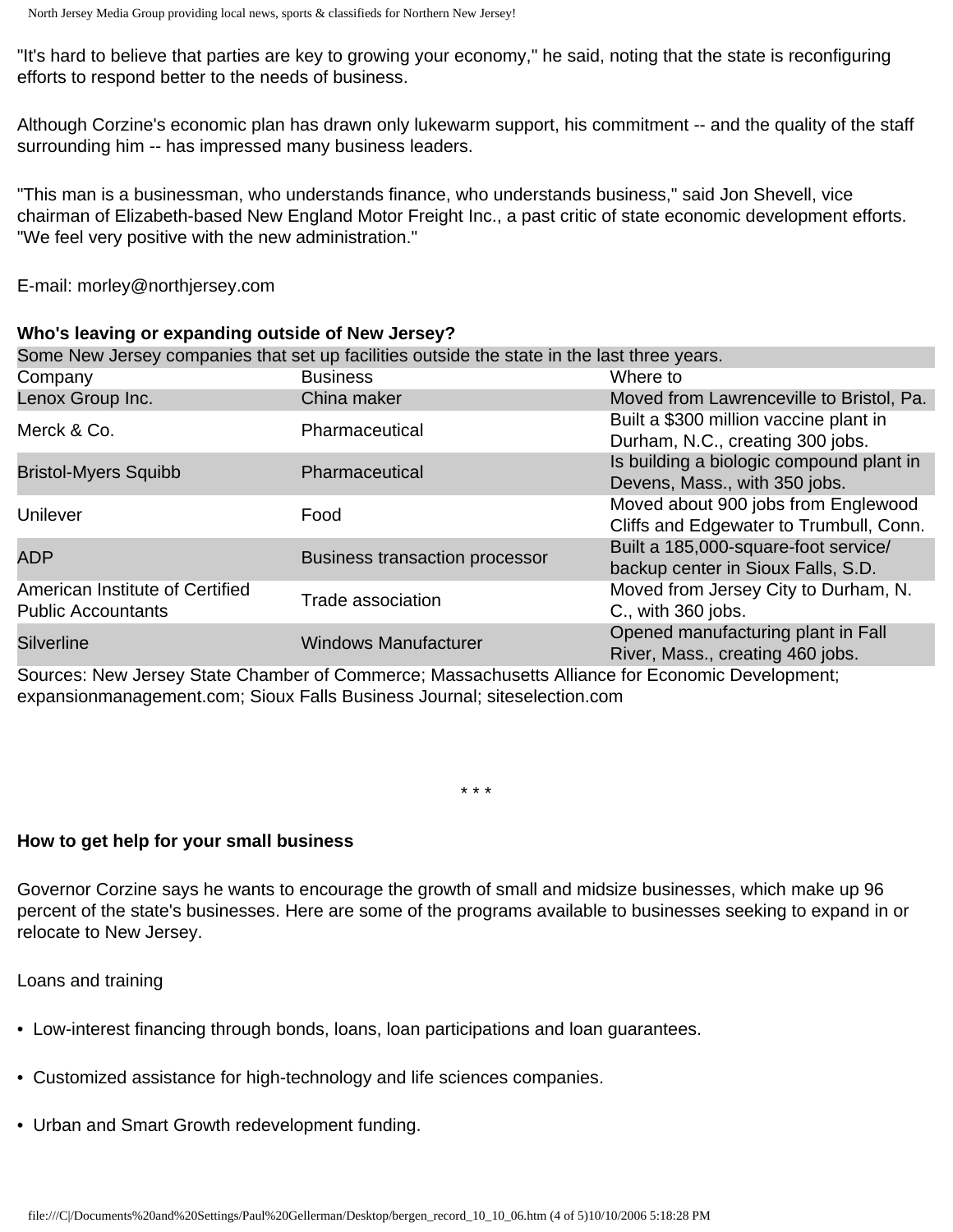"It's hard to believe that parties are key to growing your economy," he said, noting that the state is reconfiguring efforts to respond better to the needs of business.

Although Corzine's economic plan has drawn only lukewarm support, his commitment -- and the quality of the staff surrounding him -- has impressed many business leaders.

"This man is a businessman, who understands finance, who understands business," said Jon Shevell, vice chairman of Elizabeth-based New England Motor Freight Inc., a past critic of state economic development efforts. "We feel very positive with the new administration."

E-mail: morley@northjersey.com

**Who's leaving or expanding outside of New Jersey?**

Some New Jersey companies that set up facilities outside the state in the last three years.

| Company | Business | Where to |
|---|---|---|
| Lenox Group Inc. | China maker | Moved from Lawrenceville to Bristol, Pa. |
| Merck & Co. | Pharmaceutical | Built a $300 million vaccine plant in Durham, N.C., creating 300 jobs. |
| Bristol-Myers Squibb | Pharmaceutical | Is building a biologic compound plant in Devens, Mass., with 350 jobs. |
| Unilever | Food | Moved about 900 jobs from Englewood Cliffs and Edgewater to Trumbull, Conn. |
| ADP | Business transaction processor | Built a 185,000-square-foot service/backup center in Sioux Falls, S.D. |
| American Institute of Certified Public Accountants | Trade association | Moved from Jersey City to Durham, N.C., with 360 jobs. |
| Silverline | Windows Manufacturer | Opened manufacturing plant in Fall River, Mass., creating 460 jobs. |

Sources: New Jersey State Chamber of Commerce; Massachusetts Alliance for Economic Development; expansionmanagement.com; Sioux Falls Business Journal; siteselection.com

* * *

**How to get help for your small business**

Governor Corzine says he wants to encourage the growth of small and midsize businesses, which make up 96 percent of the state's businesses. Here are some of the programs available to businesses seeking to expand in or relocate to New Jersey.

Loans and training

- Low-interest financing through bonds, loans, loan participations and loan guarantees.
- Customized assistance for high-technology and life sciences companies.
- Urban and Smart Growth redevelopment funding.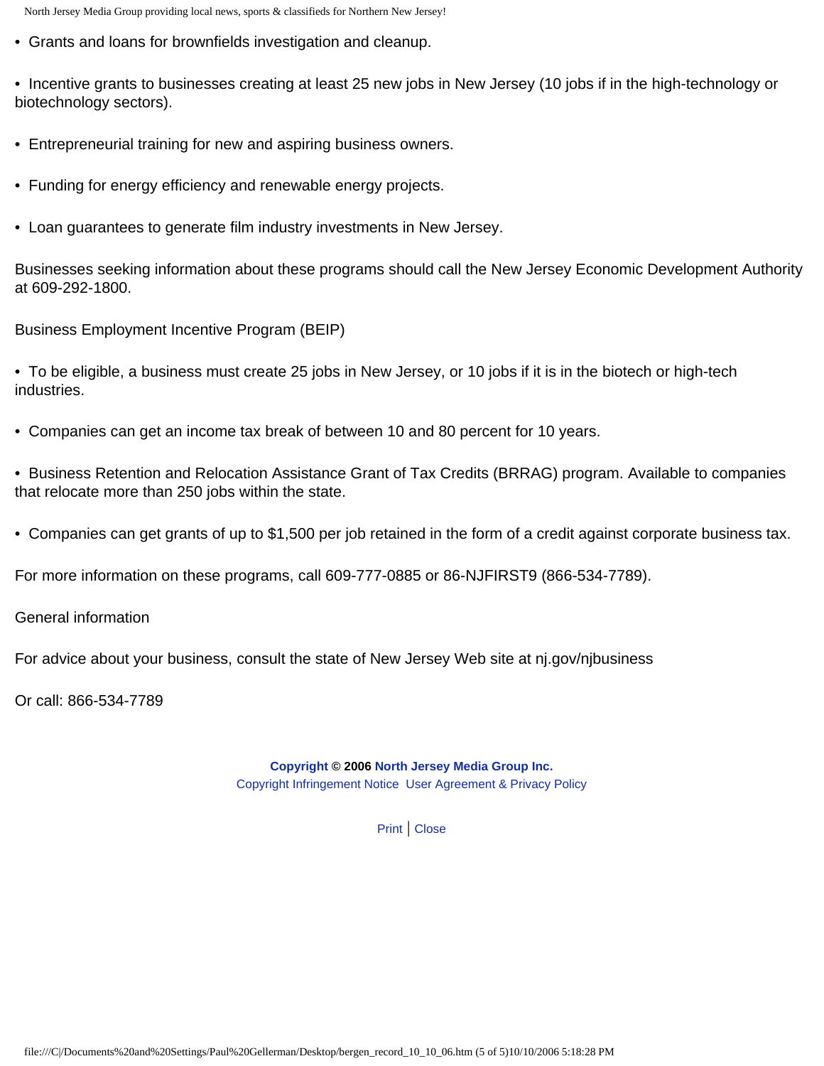- Grants and loans for brownfields investigation and cleanup.

- Incentive grants to businesses creating at least 25 new jobs in New Jersey (10 jobs if in the high-technology or biotechnology sectors).

- Entrepreneurial training for new and aspiring business owners.

- Funding for energy efficiency and renewable energy projects.

- Loan guarantees to generate film industry investments in New Jersey.

Businesses seeking information about these programs should call the New Jersey Economic Development Authority at 609-292-1800.

Business Employment Incentive Program (BEIP)

- To be eligible, a business must create 25 jobs in New Jersey, or 10 jobs if it is in the biotech or high-tech industries.

- Companies can get an income tax break of between 10 and 80 percent for 10 years.

- Business Retention and Relocation Assistance Grant of Tax Credits (BRRAG) program. Available to companies that relocate more than 250 jobs within the state.

- Companies can get grants of up to $1,500 per job retained in the form of a credit against corporate business tax.

For more information on these programs, call 609-777-0885 or 86-NJFIRST9 (866-534-7789).

General information

For advice about your business, consult the state of New Jersey Web site at nj.gov/njbusiness

Or call: 866-534-7789

**Copyright © 2006 North Jersey Media Group Inc.**
Copyright Infringement Notice User Agreement & Privacy Policy

Print | Close